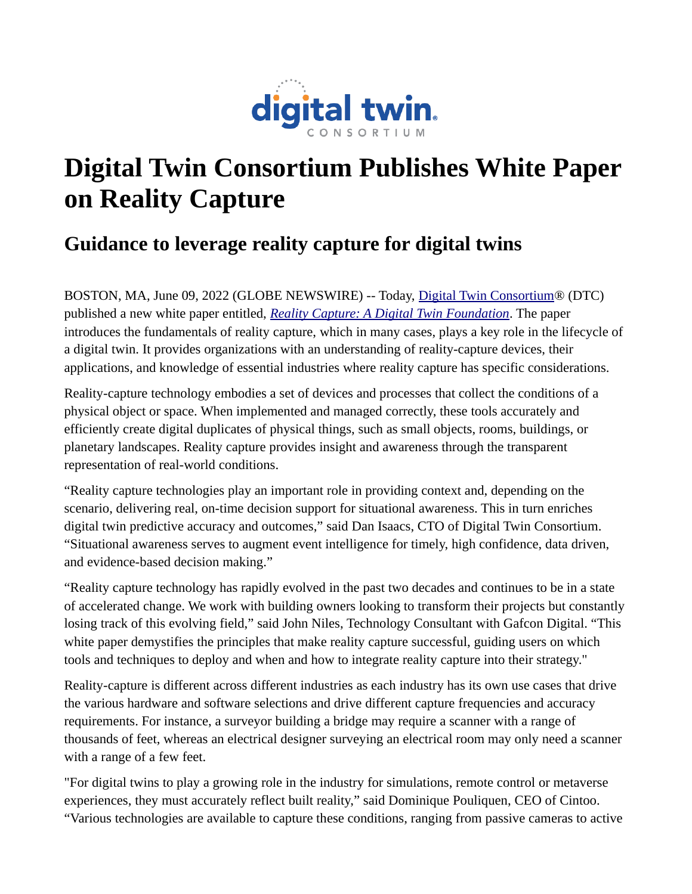# Digital Twin Consortium Publishes White Paper on Reality Capture

## Guidance to leverage reality capture for digital twins

BOSTON, MA, June 09, 2022 (GLOBE NEWSWIRE) -- Today, Digital Twin Consortium® (DTC) published a new white paper entitled, *Reality Capture: A Digital Twin Foundation*. The paper introduces the fundamentals of reality capture, which in many cases, plays a key role in the lifecycle of a digital twin. It provides organizations with an understanding of reality-capture devices, their applications, and knowledge of essential industries where reality capture has specific considerations.

Reality-capture technology embodies a set of devices and processes that collect the conditions of a physical object or space. When implemented and managed correctly, these tools accurately and efficiently create digital duplicates of physical things, such as small objects, rooms, buildings, or planetary landscapes. Reality capture provides insight and awareness through the transparent representation of real-world conditions.

“Reality capture technologies play an important role in providing context and, depending on the scenario, delivering real, on-time decision support for situational awareness. This in turn enriches digital twin predictive accuracy and outcomes,” said Dan Isaacs, CTO of Digital Twin Consortium. “Situational awareness serves to augment event intelligence for timely, high confidence, data driven, and evidence-based decision making.”

“Reality capture technology has rapidly evolved in the past two decades and continues to be in a state of accelerated change. We work with building owners looking to transform their projects but constantly losing track of this evolving field,” said John Niles, Technology Consultant with Gafcon Digital. “This white paper demystifies the principles that make reality capture successful, guiding users on which tools and techniques to deploy and when and how to integrate reality capture into their strategy."

Reality-capture is different across different industries as each industry has its own use cases that drive the various hardware and software selections and drive different capture frequencies and accuracy requirements. For instance, a surveyor building a bridge may require a scanner with a range of thousands of feet, whereas an electrical designer surveying an electrical room may only need a scanner with a range of a few feet.

"For digital twins to play a growing role in the industry for simulations, remote control or metaverse experiences, they must accurately reflect built reality,” said Dominique Pouliquen, CEO of Cintoo. “Various technologies are available to capture these conditions, ranging from passive cameras to active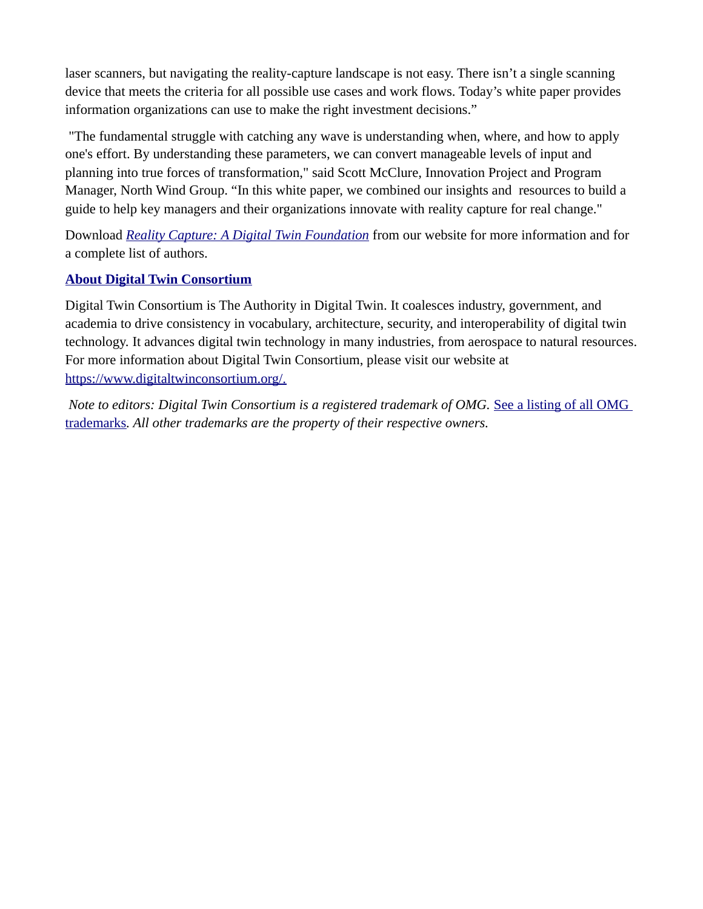laser scanners, but navigating the reality-capture landscape is not easy. There isn't a single scanning device that meets the criteria for all possible use cases and work flows. Today's white paper provides information organizations can use to make the right investment decisions."

"The fundamental struggle with catching any wave is understanding when, where, and how to apply one's effort. By understanding these parameters, we can convert manageable levels of input and planning into true forces of transformation," said Scott McClure, Innovation Project and Program Manager, North Wind Group. "In this white paper, we combined our insights and resources to build a guide to help key managers and their organizations innovate with reality capture for real change."

Download *Reality Capture: A Digital Twin Foundation* from our website for more information and for a complete list of authors.

**About Digital Twin Consortium**

Digital Twin Consortium is The Authority in Digital Twin. It coalesces industry, government, and academia to drive consistency in vocabulary, architecture, security, and interoperability of digital twin technology. It advances digital twin technology in many industries, from aerospace to natural resources. For more information about Digital Twin Consortium, please visit our website at https://www.digitaltwinconsortium.org/.

*Note to editors: Digital Twin Consortium is a registered trademark of OMG.* See a listing of all OMG trademarks. *All other trademarks are the property of their respective owners.*